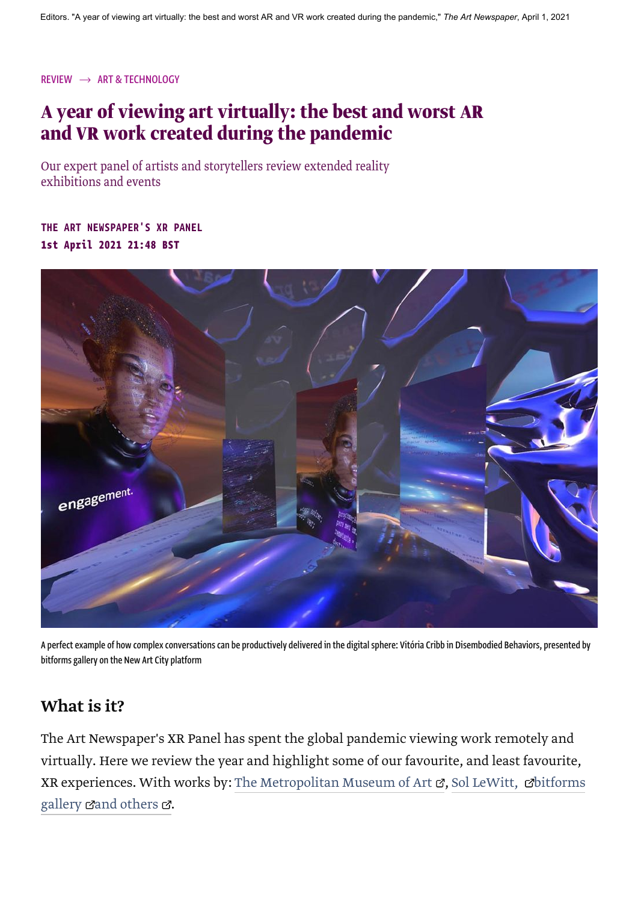Editors. "A year of viewing art virtually: the best and worst AR and VR work created during the pandemic," *The Art Newspaper*, April 1, 2021

REVIEW → ART & TECHNOLOGY

# A year of viewing art virtually: the best and worst AR and VR work created during the pandemic

Our expert panel of artists and storytellers review extended reality exhibitions and events

**THE ART NEWSPAPER'S XR PANEL**
**1st April 2021 21:48 BST**

A perfect example of how complex conversations can be productively delivered in the digital sphere: Vitória Cribb in Disembodied Behaviors, presented by bitforms gallery on the New Art City platform

## What is it?

The Art Newspaper's XR Panel has spent the global pandemic viewing work remotely and virtually. Here we review the year and highlight some of our favourite, and least favourite, XR experiences. With works by: The Metropolitan Museum of Art, Sol LeWitt, bitforms gallery and others.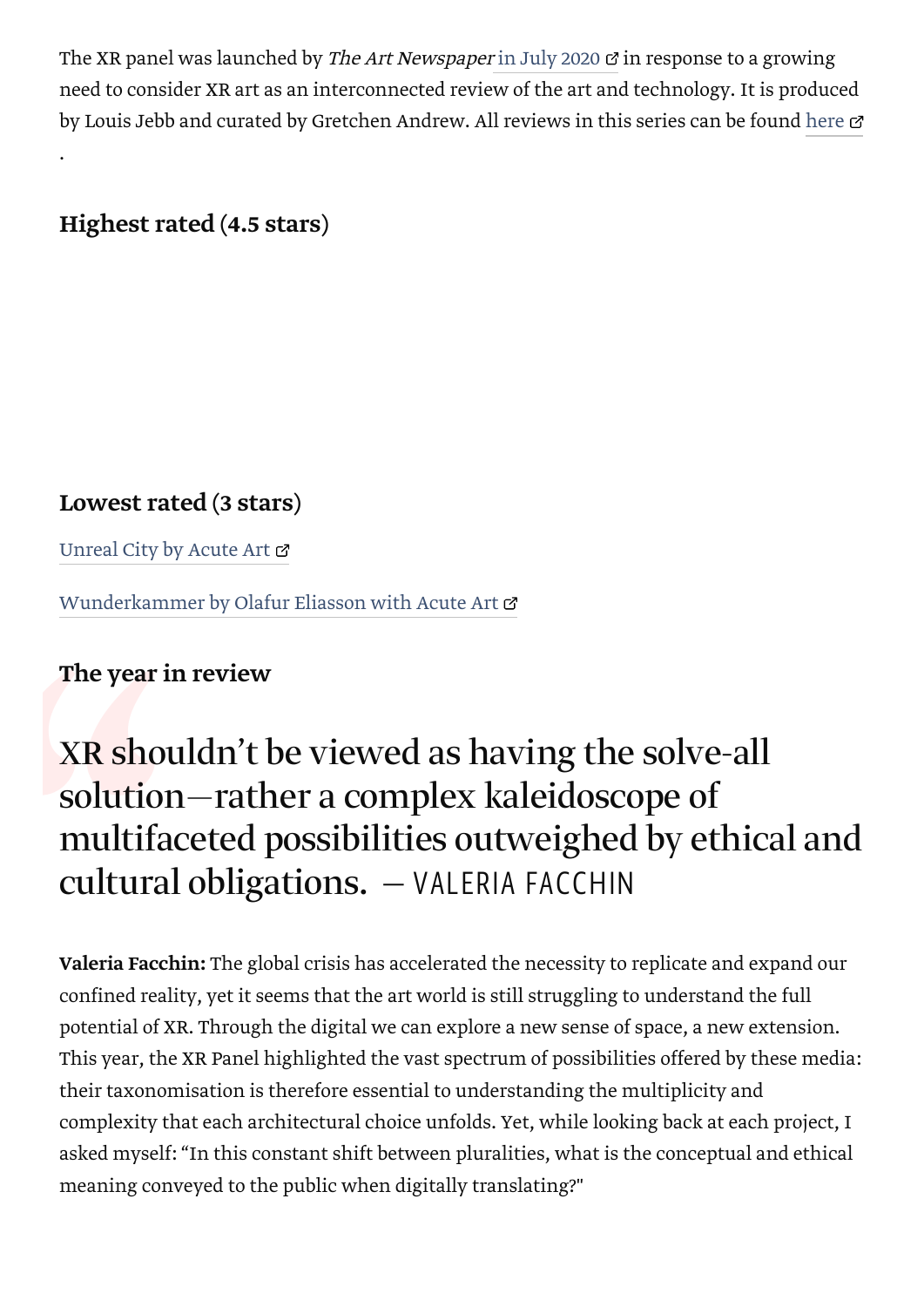The XR panel was launched by *The Art Newspaper* in July 2020 in response to a growing need to consider XR art as an interconnected review of the art and technology. It is produced by Louis Jebb and curated by Gretchen Andrew. All reviews in this series can be found here.

### Highest rated (4.5 stars)

### Lowest rated (3 stars)

Unreal City by Acute Art

Wunderkammer by Olafur Eliasson with Acute Art

### The year in review

> XR shouldn't be viewed as having the solve-all solution—rather a complex kaleidoscope of multifaceted possibilities outweighed by ethical and cultural obligations. — VALERIA FACCHIN

**Valeria Facchin:** The global crisis has accelerated the necessity to replicate and expand our confined reality, yet it seems that the art world is still struggling to understand the full potential of XR. Through the digital we can explore a new sense of space, a new extension. This year, the XR Panel highlighted the vast spectrum of possibilities offered by these media: their taxonomisation is therefore essential to understanding the multiplicity and complexity that each architectural choice unfolds. Yet, while looking back at each project, I asked myself: "In this constant shift between pluralities, what is the conceptual and ethical meaning conveyed to the public when digitally translating?"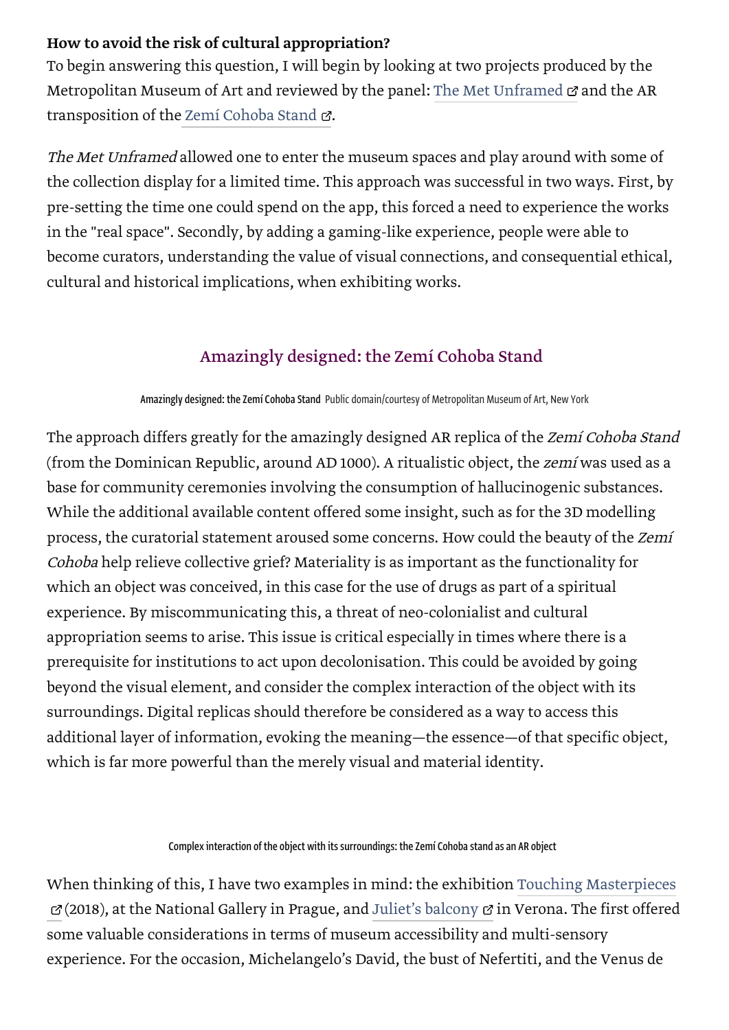**How to avoid the risk of cultural appropriation?**

To begin answering this question, I will begin by looking at two projects produced by the Metropolitan Museum of Art and reviewed by the panel: The Met Unframed and the AR transposition of the Zemí Cohoba Stand.

*The Met Unframed* allowed one to enter the museum spaces and play around with some of the collection display for a limited time. This approach was successful in two ways. First, by pre-setting the time one could spend on the app, this forced a need to experience the works in the "real space". Secondly, by adding a gaming-like experience, people were able to become curators, understanding the value of visual connections, and consequential ethical, cultural and historical implications, when exhibiting works.

Amazingly designed: the Zemí Cohoba Stand

Amazingly designed: the Zemí Cohoba Stand Public domain/courtesy of Metropolitan Museum of Art, New York

The approach differs greatly for the amazingly designed AR replica of the *Zemí Cohoba Stand* (from the Dominican Republic, around AD 1000). A ritualistic object, the *zemí* was used as a base for community ceremonies involving the consumption of hallucinogenic substances. While the additional available content offered some insight, such as for the 3D modelling process, the curatorial statement aroused some concerns. How could the beauty of the *Zemí Cohoba* help relieve collective grief? Materiality is as important as the functionality for which an object was conceived, in this case for the use of drugs as part of a spiritual experience. By miscommunicating this, a threat of neo-colonialist and cultural appropriation seems to arise. This issue is critical especially in times where there is a prerequisite for institutions to act upon decolonisation. This could be avoided by going beyond the visual element, and consider the complex interaction of the object with its surroundings. Digital replicas should therefore be considered as a way to access this additional layer of information, evoking the meaning—the essence—of that specific object, which is far more powerful than the merely visual and material identity.

Complex interaction of the object with its surroundings: the Zemí Cohoba stand as an AR object

When thinking of this, I have two examples in mind: the exhibition Touching Masterpieces (2018), at the National Gallery in Prague, and Juliet's balcony in Verona. The first offered some valuable considerations in terms of museum accessibility and multi-sensory experience. For the occasion, Michelangelo's David, the bust of Nefertiti, and the Venus de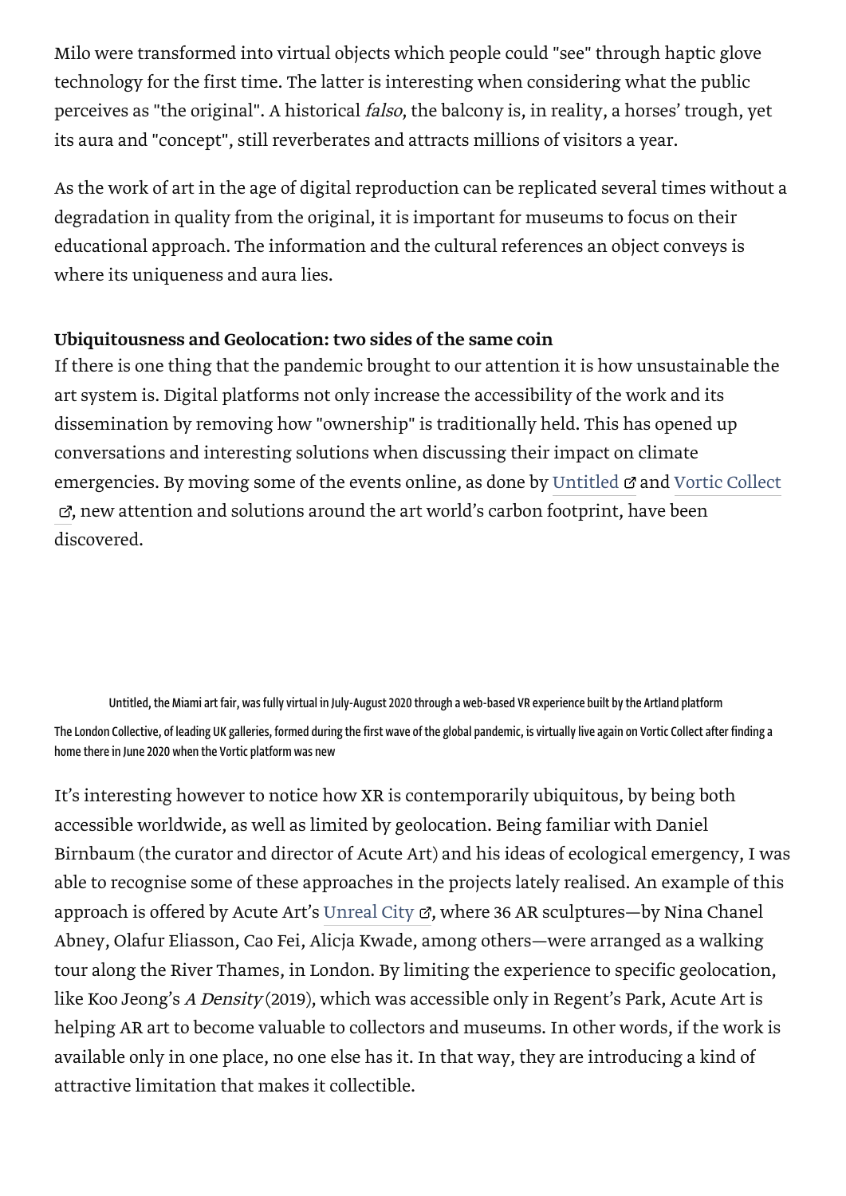Milo were transformed into virtual objects which people could "see" through haptic glove technology for the first time. The latter is interesting when considering what the public perceives as "the original". A historical *falso*, the balcony is, in reality, a horses' trough, yet its aura and "concept", still reverberates and attracts millions of visitors a year.

As the work of art in the age of digital reproduction can be replicated several times without a degradation in quality from the original, it is important for museums to focus on their educational approach. The information and the cultural references an object conveys is where its uniqueness and aura lies.

**Ubiquitousness and Geolocation: two sides of the same coin**

If there is one thing that the pandemic brought to our attention it is how unsustainable the art system is. Digital platforms not only increase the accessibility of the work and its dissemination by removing how "ownership" is traditionally held. This has opened up conversations and interesting solutions when discussing their impact on climate emergencies. By moving some of the events online, as done by Untitled and Vortic Collect, new attention and solutions around the art world's carbon footprint, have been discovered.

Untitled, the Miami art fair, was fully virtual in July-August 2020 through a web-based VR experience built by the Artland platform

The London Collective, of leading UK galleries, formed during the first wave of the global pandemic, is virtually live again on Vortic Collect after finding a home there in June 2020 when the Vortic platform was new

It's interesting however to notice how XR is contemporarily ubiquitous, by being both accessible worldwide, as well as limited by geolocation. Being familiar with Daniel Birnbaum (the curator and director of Acute Art) and his ideas of ecological emergency, I was able to recognise some of these approaches in the projects lately realised. An example of this approach is offered by Acute Art's Unreal City, where 36 AR sculptures—by Nina Chanel Abney, Olafur Eliasson, Cao Fei, Alicja Kwade, among others—were arranged as a walking tour along the River Thames, in London. By limiting the experience to specific geolocation, like Koo Jeong's *A Density* (2019), which was accessible only in Regent's Park, Acute Art is helping AR art to become valuable to collectors and museums. In other words, if the work is available only in one place, no one else has it. In that way, they are introducing a kind of attractive limitation that makes it collectible.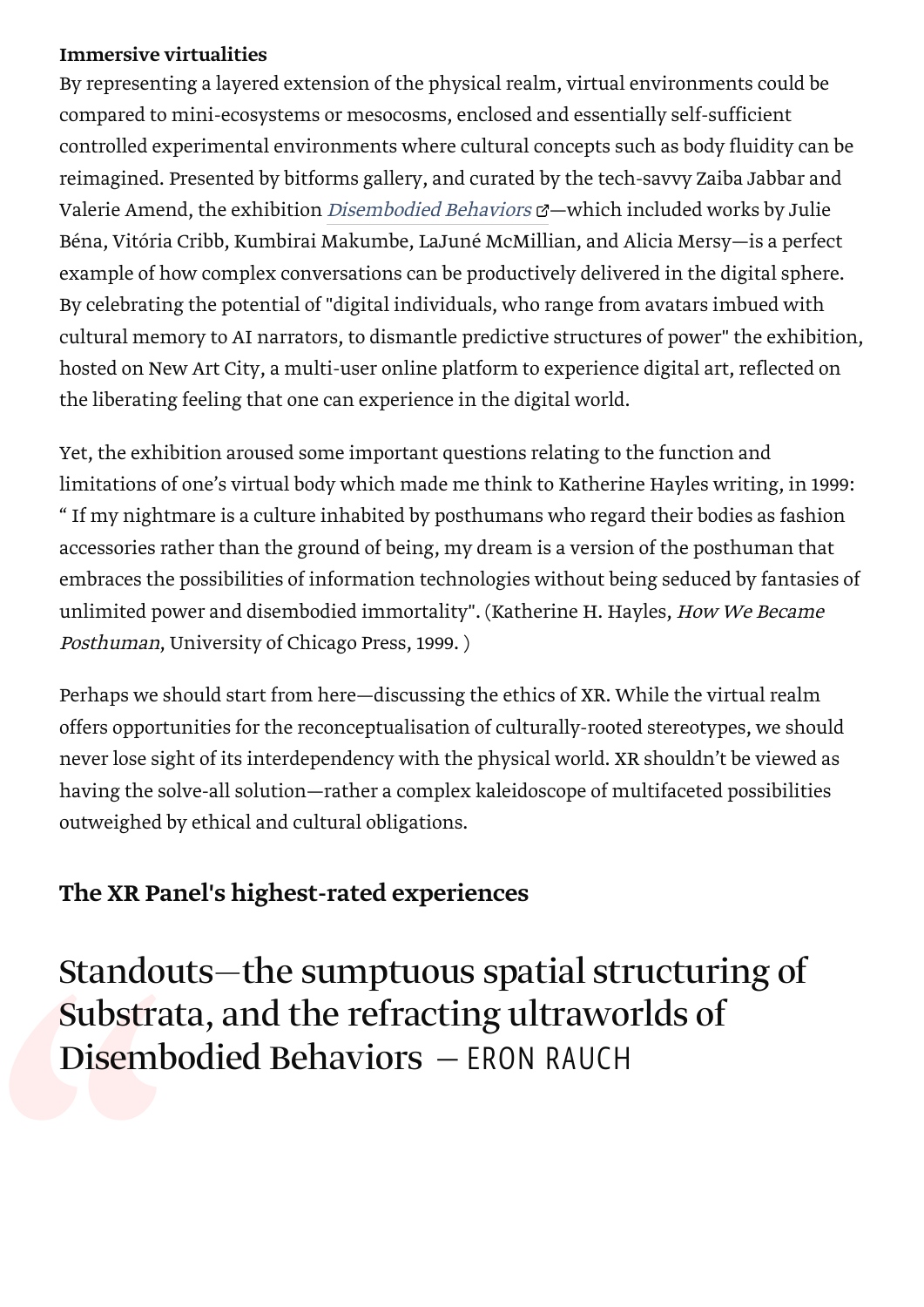**Immersive virtualities**

By representing a layered extension of the physical realm, virtual environments could be compared to mini-ecosystems or mesocosms, enclosed and essentially self-sufficient controlled experimental environments where cultural concepts such as body fluidity can be reimagined. Presented by bitforms gallery, and curated by the tech-savvy Zaiba Jabbar and Valerie Amend, the exhibition *Disembodied Behaviors*—which included works by Julie Béna, Vitória Cribb, Kumbirai Makumbe, LaJuné McMillian, and Alicia Mersy—is a perfect example of how complex conversations can be productively delivered in the digital sphere. By celebrating the potential of "digital individuals, who range from avatars imbued with cultural memory to AI narrators, to dismantle predictive structures of power" the exhibition, hosted on New Art City, a multi-user online platform to experience digital art, reflected on the liberating feeling that one can experience in the digital world.

Yet, the exhibition aroused some important questions relating to the function and limitations of one's virtual body which made me think to Katherine Hayles writing, in 1999: " If my nightmare is a culture inhabited by posthumans who regard their bodies as fashion accessories rather than the ground of being, my dream is a version of the posthuman that embraces the possibilities of information technologies without being seduced by fantasies of unlimited power and disembodied immortality". (Katherine H. Hayles, *How We Became Posthuman*, University of Chicago Press, 1999. )

Perhaps we should start from here—discussing the ethics of XR. While the virtual realm offers opportunities for the reconceptualisation of culturally-rooted stereotypes, we should never lose sight of its interdependency with the physical world. XR shouldn't be viewed as having the solve-all solution—rather a complex kaleidoscope of multifaceted possibilities outweighed by ethical and cultural obligations.

## The XR Panel's highest-rated experiences

> Standouts—the sumptuous spatial structuring of Substrata, and the refracting ultraworlds of Disembodied Behaviors — ERON RAUCH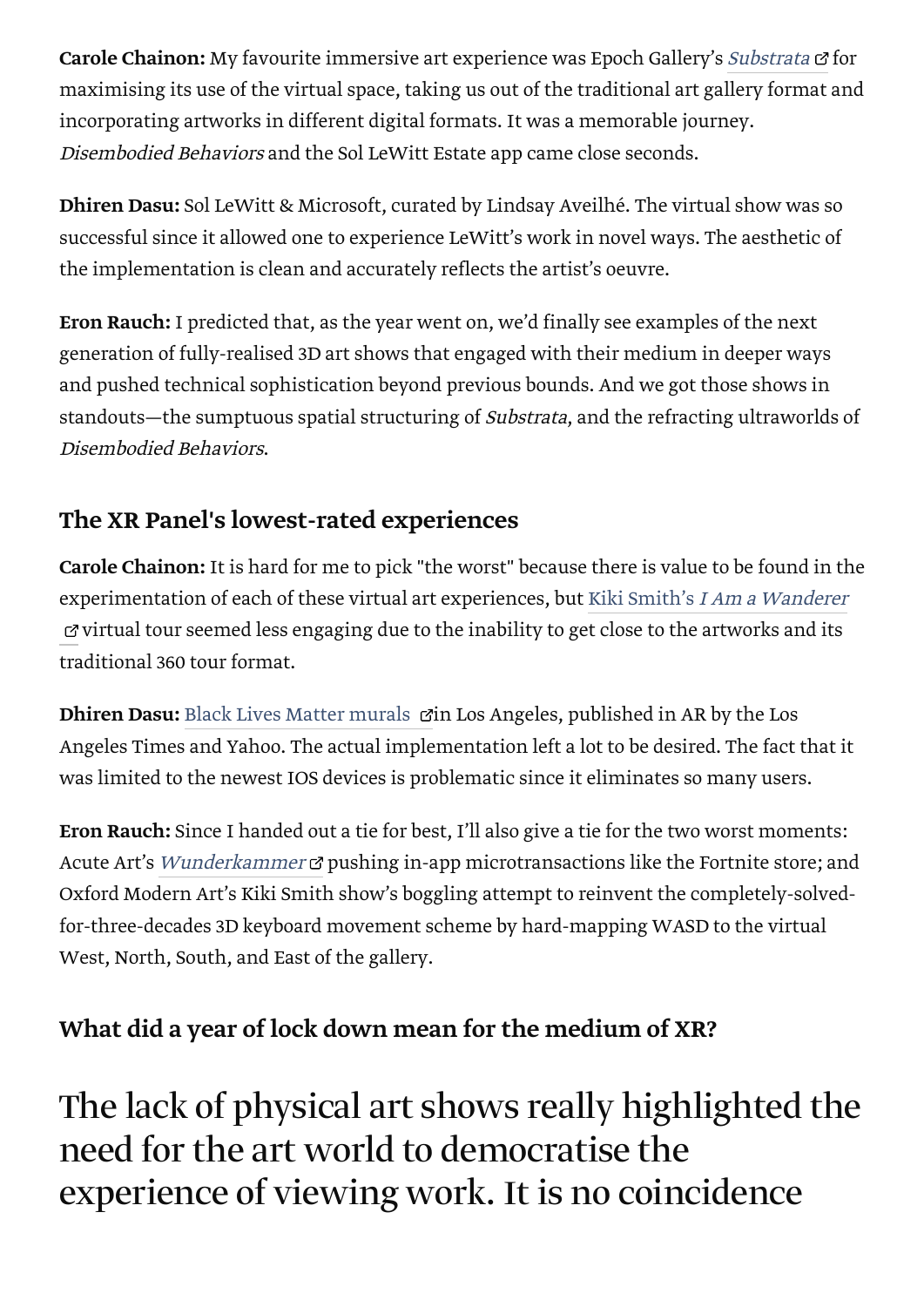**Carole Chainon:** My favourite immersive art experience was Epoch Gallery's *Substrata* for maximising its use of the virtual space, taking us out of the traditional art gallery format and incorporating artworks in different digital formats. It was a memorable journey. *Disembodied Behaviors* and the Sol LeWitt Estate app came close seconds.

**Dhiren Dasu:** Sol LeWitt & Microsoft, curated by Lindsay Aveilhé. The virtual show was so successful since it allowed one to experience LeWitt's work in novel ways. The aesthetic of the implementation is clean and accurately reflects the artist's oeuvre.

**Eron Rauch:** I predicted that, as the year went on, we'd finally see examples of the next generation of fully-realised 3D art shows that engaged with their medium in deeper ways and pushed technical sophistication beyond previous bounds. And we got those shows in standouts—the sumptuous spatial structuring of *Substrata*, and the refracting ultraworlds of *Disembodied Behaviors*.

### The XR Panel's lowest-rated experiences

**Carole Chainon:** It is hard for me to pick "the worst" because there is value to be found in the experimentation of each of these virtual art experiences, but Kiki Smith's *I Am a Wanderer* virtual tour seemed less engaging due to the inability to get close to the artworks and its traditional 360 tour format.

**Dhiren Dasu:** Black Lives Matter murals in Los Angeles, published in AR by the Los Angeles Times and Yahoo. The actual implementation left a lot to be desired. The fact that it was limited to the newest IOS devices is problematic since it eliminates so many users.

**Eron Rauch:** Since I handed out a tie for best, I'll also give a tie for the two worst moments: Acute Art's *Wunderkammer* pushing in-app microtransactions like the Fortnite store; and Oxford Modern Art's Kiki Smith show's boggling attempt to reinvent the completely-solved-for-three-decades 3D keyboard movement scheme by hard-mapping WASD to the virtual West, North, South, and East of the gallery.

### What did a year of lock down mean for the medium of XR?

## The lack of physical art shows really highlighted the need for the art world to democratise the experience of viewing work. It is no coincidence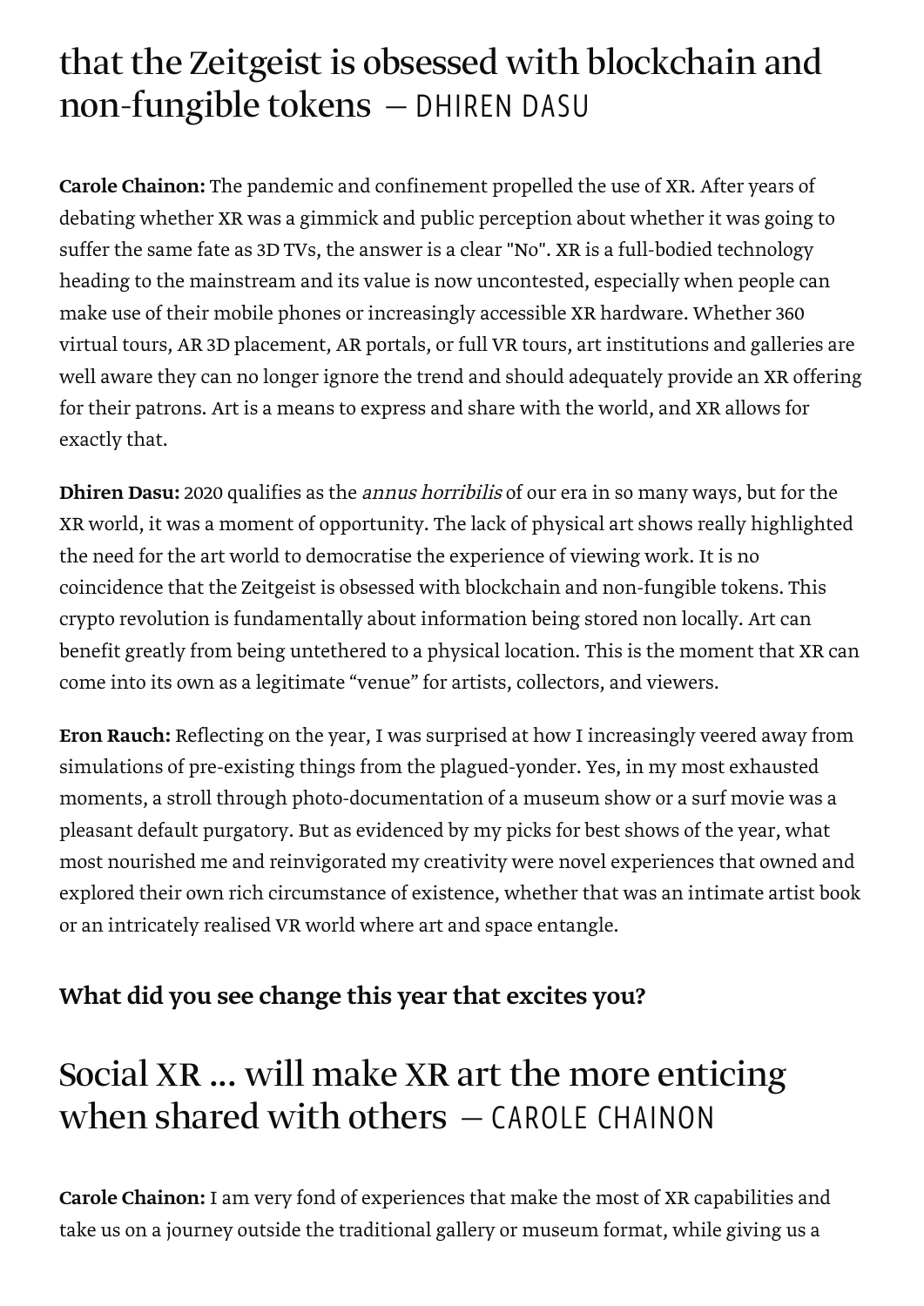## that the Zeitgeist is obsessed with blockchain and non-fungible tokens — DHIREN DASU

**Carole Chainon:** The pandemic and confinement propelled the use of XR. After years of debating whether XR was a gimmick and public perception about whether it was going to suffer the same fate as 3D TVs, the answer is a clear "No". XR is a full-bodied technology heading to the mainstream and its value is now uncontested, especially when people can make use of their mobile phones or increasingly accessible XR hardware. Whether 360 virtual tours, AR 3D placement, AR portals, or full VR tours, art institutions and galleries are well aware they can no longer ignore the trend and should adequately provide an XR offering for their patrons. Art is a means to express and share with the world, and XR allows for exactly that.

**Dhiren Dasu:** 2020 qualifies as the *annus horribilis* of our era in so many ways, but for the XR world, it was a moment of opportunity. The lack of physical art shows really highlighted the need for the art world to democratise the experience of viewing work. It is no coincidence that the Zeitgeist is obsessed with blockchain and non-fungible tokens. This crypto revolution is fundamentally about information being stored non locally. Art can benefit greatly from being untethered to a physical location. This is the moment that XR can come into its own as a legitimate "venue" for artists, collectors, and viewers.

**Eron Rauch:** Reflecting on the year, I was surprised at how I increasingly veered away from simulations of pre-existing things from the plagued-yonder. Yes, in my most exhausted moments, a stroll through photo-documentation of a museum show or a surf movie was a pleasant default purgatory. But as evidenced by my picks for best shows of the year, what most nourished me and reinvigorated my creativity were novel experiences that owned and explored their own rich circumstance of existence, whether that was an intimate artist book or an intricately realised VR world where art and space entangle.

### What did you see change this year that excites you?

## Social XR ... will make XR art the more enticing when shared with others — CAROLE CHAINON

**Carole Chainon:** I am very fond of experiences that make the most of XR capabilities and take us on a journey outside the traditional gallery or museum format, while giving us a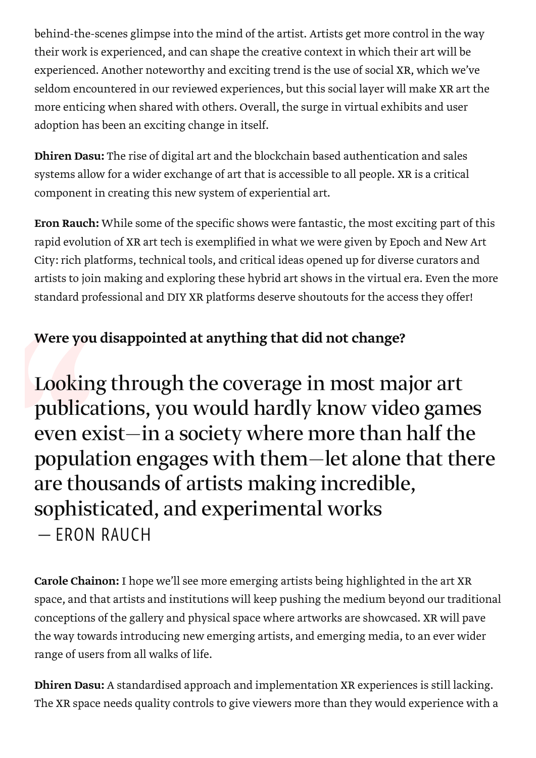behind-the-scenes glimpse into the mind of the artist. Artists get more control in the way their work is experienced, and can shape the creative context in which their art will be experienced. Another noteworthy and exciting trend is the use of social XR, which we've seldom encountered in our reviewed experiences, but this social layer will make XR art the more enticing when shared with others. Overall, the surge in virtual exhibits and user adoption has been an exciting change in itself.

**Dhiren Dasu:** The rise of digital art and the blockchain based authentication and sales systems allow for a wider exchange of art that is accessible to all people. XR is a critical component in creating this new system of experiential art.

**Eron Rauch:** While some of the specific shows were fantastic, the most exciting part of this rapid evolution of XR art tech is exemplified in what we were given by Epoch and New Art City: rich platforms, technical tools, and critical ideas opened up for diverse curators and artists to join making and exploring these hybrid art shows in the virtual era. Even the more standard professional and DIY XR platforms deserve shoutouts for the access they offer!

### Were you disappointed at anything that did not change?

> Looking through the coverage in most major art publications, you would hardly know video games even exist—in a society where more than half the population engages with them—let alone that there are thousands of artists making incredible, sophisticated, and experimental works
> — ERON RAUCH

**Carole Chainon:** I hope we'll see more emerging artists being highlighted in the art XR space, and that artists and institutions will keep pushing the medium beyond our traditional conceptions of the gallery and physical space where artworks are showcased. XR will pave the way towards introducing new emerging artists, and emerging media, to an ever wider range of users from all walks of life.

**Dhiren Dasu:** A standardised approach and implementation XR experiences is still lacking. The XR space needs quality controls to give viewers more than they would experience with a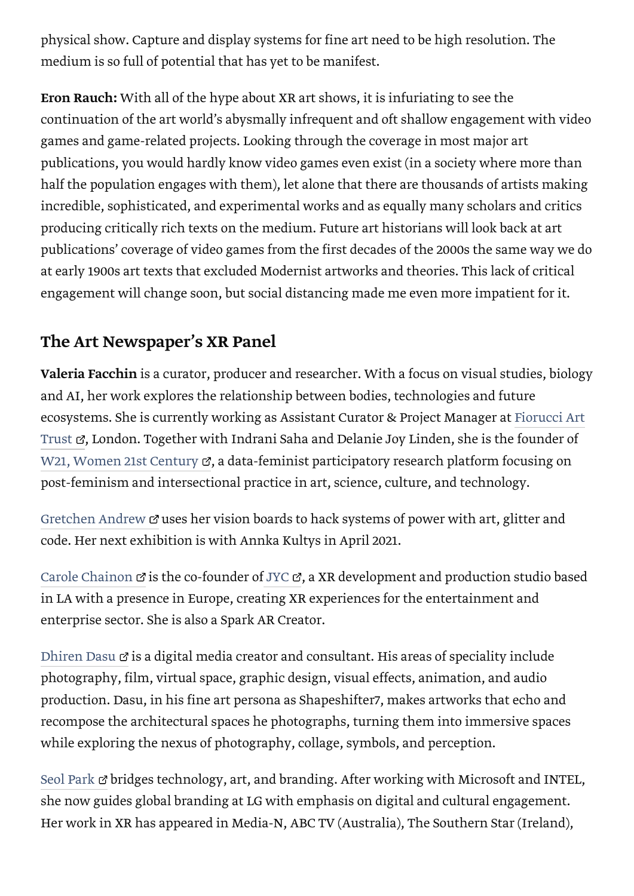physical show. Capture and display systems for fine art need to be high resolution. The medium is so full of potential that has yet to be manifest.

**Eron Rauch:** With all of the hype about XR art shows, it is infuriating to see the continuation of the art world's abysmally infrequent and oft shallow engagement with video games and game-related projects. Looking through the coverage in most major art publications, you would hardly know video games even exist (in a society where more than half the population engages with them), let alone that there are thousands of artists making incredible, sophisticated, and experimental works and as equally many scholars and critics producing critically rich texts on the medium. Future art historians will look back at art publications' coverage of video games from the first decades of the 2000s the same way we do at early 1900s art texts that excluded Modernist artworks and theories. This lack of critical engagement will change soon, but social distancing made me even more impatient for it.

## The Art Newspaper's XR Panel

**Valeria Facchin** is a curator, producer and researcher. With a focus on visual studies, biology and AI, her work explores the relationship between bodies, technologies and future ecosystems. She is currently working as Assistant Curator & Project Manager at Fiorucci Art Trust, London. Together with Indrani Saha and Delanie Joy Linden, she is the founder of W21, Women 21st Century, a data-feminist participatory research platform focusing on post-feminism and intersectional practice in art, science, culture, and technology.

Gretchen Andrew uses her vision boards to hack systems of power with art, glitter and code. Her next exhibition is with Annka Kultys in April 2021.

Carole Chainon is the co-founder of JYC, a XR development and production studio based in LA with a presence in Europe, creating XR experiences for the entertainment and enterprise sector. She is also a Spark AR Creator.

Dhiren Dasu is a digital media creator and consultant. His areas of speciality include photography, film, virtual space, graphic design, visual effects, animation, and audio production. Dasu, in his fine art persona as Shapeshifter7, makes artworks that echo and recompose the architectural spaces he photographs, turning them into immersive spaces while exploring the nexus of photography, collage, symbols, and perception.

Seol Park bridges technology, art, and branding. After working with Microsoft and INTEL, she now guides global branding at LG with emphasis on digital and cultural engagement. Her work in XR has appeared in Media-N, ABC TV (Australia), The Southern Star (Ireland),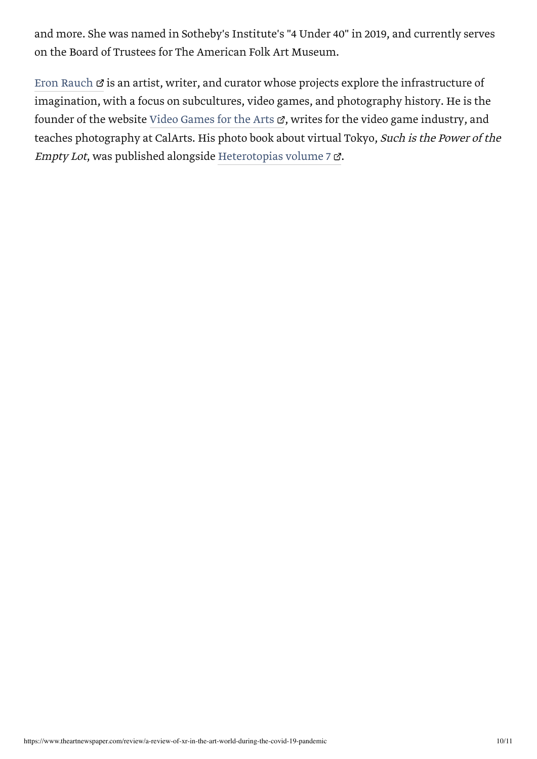and more. She was named in Sotheby's Institute's "4 Under 40" in 2019, and currently serves on the Board of Trustees for The American Folk Art Museum.

Eron Rauch is an artist, writer, and curator whose projects explore the infrastructure of imagination, with a focus on subcultures, video games, and photography history. He is the founder of the website Video Games for the Arts, writes for the video game industry, and teaches photography at CalArts. His photo book about virtual Tokyo, *Such is the Power of the Empty Lot*, was published alongside Heterotopias volume 7.